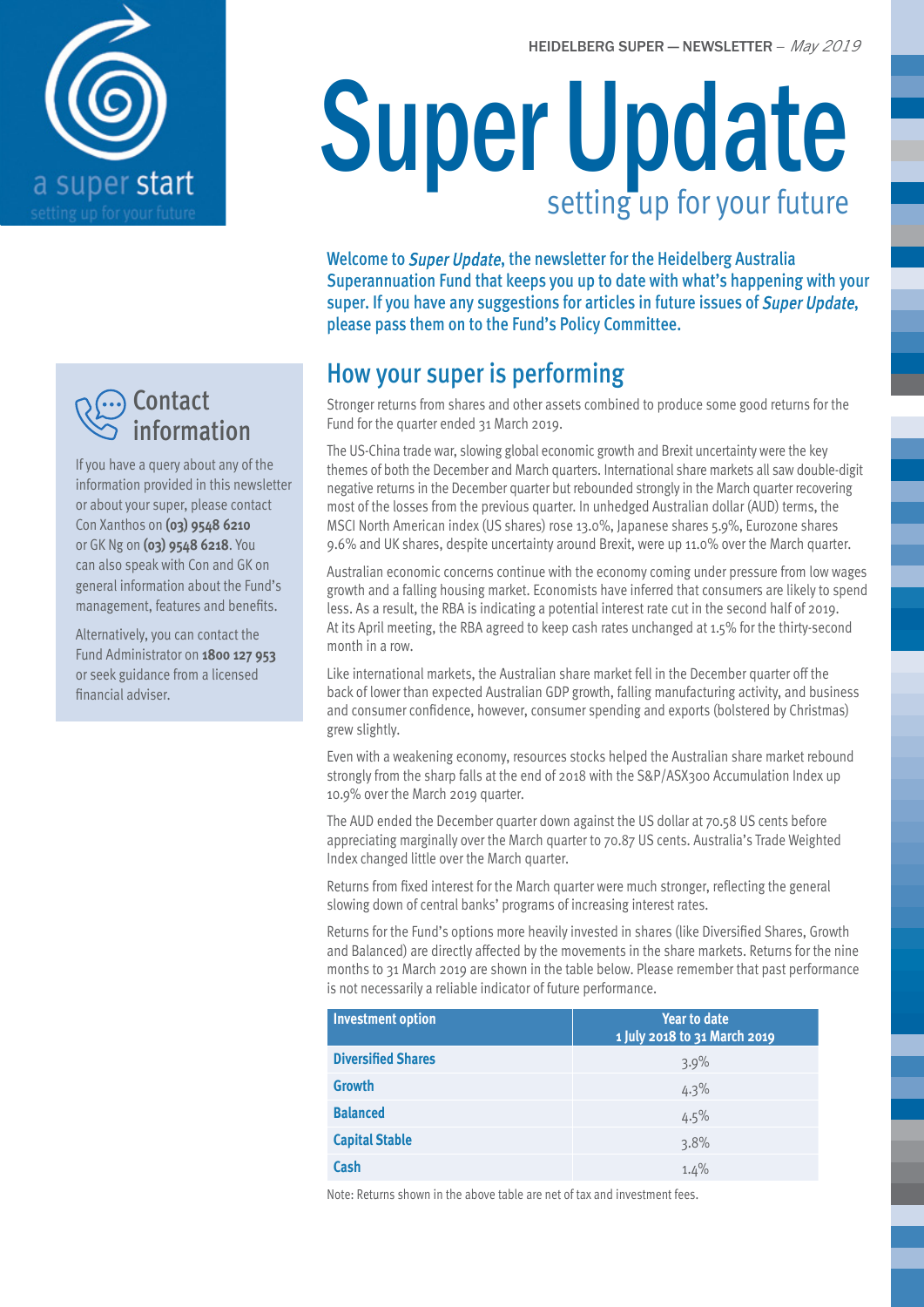HEIDELBERG SUPER — NEWSLETTER – *May 2019*

a super start

setting up for your future

# Super Update

setting up for your future

**Welcome to *Super Update*, the newsletter for the Heidelberg Australia Superannuation Fund that keeps you up to date with what's happening with your super. If you have any suggestions for articles in future issues of *Super Update*, please pass them on to the Fund's Policy Committee.**

## How your super is performing

Stronger returns from shares and other assets combined to produce some good returns for the Fund for the quarter ended 31 March 2019.

The US-China trade war, slowing global economic growth and Brexit uncertainty were the key themes of both the December and March quarters. International share markets all saw double-digit negative returns in the December quarter but rebounded strongly in the March quarter recovering most of the losses from the previous quarter. In unhedged Australian dollar (AUD) terms, the MSCI North American index (US shares) rose 13.0%, Japanese shares 5.9%, Eurozone shares 9.6% and UK shares, despite uncertainty around Brexit, were up 11.0% over the March quarter.

Australian economic concerns continue with the economy coming under pressure from low wages growth and a falling housing market. Economists have inferred that consumers are likely to spend less. As a result, the RBA is indicating a potential interest rate cut in the second half of 2019. At its April meeting, the RBA agreed to keep cash rates unchanged at 1.5% for the thirty-second month in a row.

Like international markets, the Australian share market fell in the December quarter off the back of lower than expected Australian GDP growth, falling manufacturing activity, and business and consumer confidence, however, consumer spending and exports (bolstered by Christmas) grew slightly.

Even with a weakening economy, resources stocks helped the Australian share market rebound strongly from the sharp falls at the end of 2018 with the S&P/ASX300 Accumulation Index up 10.9% over the March 2019 quarter.

The AUD ended the December quarter down against the US dollar at 70.58 US cents before appreciating marginally over the March quarter to 70.87 US cents. Australia's Trade Weighted Index changed little over the March quarter.

Returns from fixed interest for the March quarter were much stronger, reflecting the general slowing down of central banks' programs of increasing interest rates.

Returns for the Fund's options more heavily invested in shares (like Diversified Shares, Growth and Balanced) are directly affected by the movements in the share markets. Returns for the nine months to 31 March 2019 are shown in the table below. Please remember that past performance is not necessarily a reliable indicator of future performance.

| Investment option | Year to date 1 July 2018 to 31 March 2019 |
|---|---|
| **Diversified Shares** | 3.9% |
| **Growth** | 4.3% |
| **Balanced** | 4.5% |
| **Capital Stable** | 3.8% |
| **Cash** | 1.4% |

Note: Returns shown in the above table are net of tax and investment fees.

## Contact information

If you have a query about any of the information provided in this newsletter or about your super, please contact Con Xanthos on **(03) 9548 6210** or GK Ng on **(03) 9548 6218**. You can also speak with Con and GK on general information about the Fund's management, features and benefits.

Alternatively, you can contact the Fund Administrator on **1800 127 953** or seek guidance from a licensed financial adviser.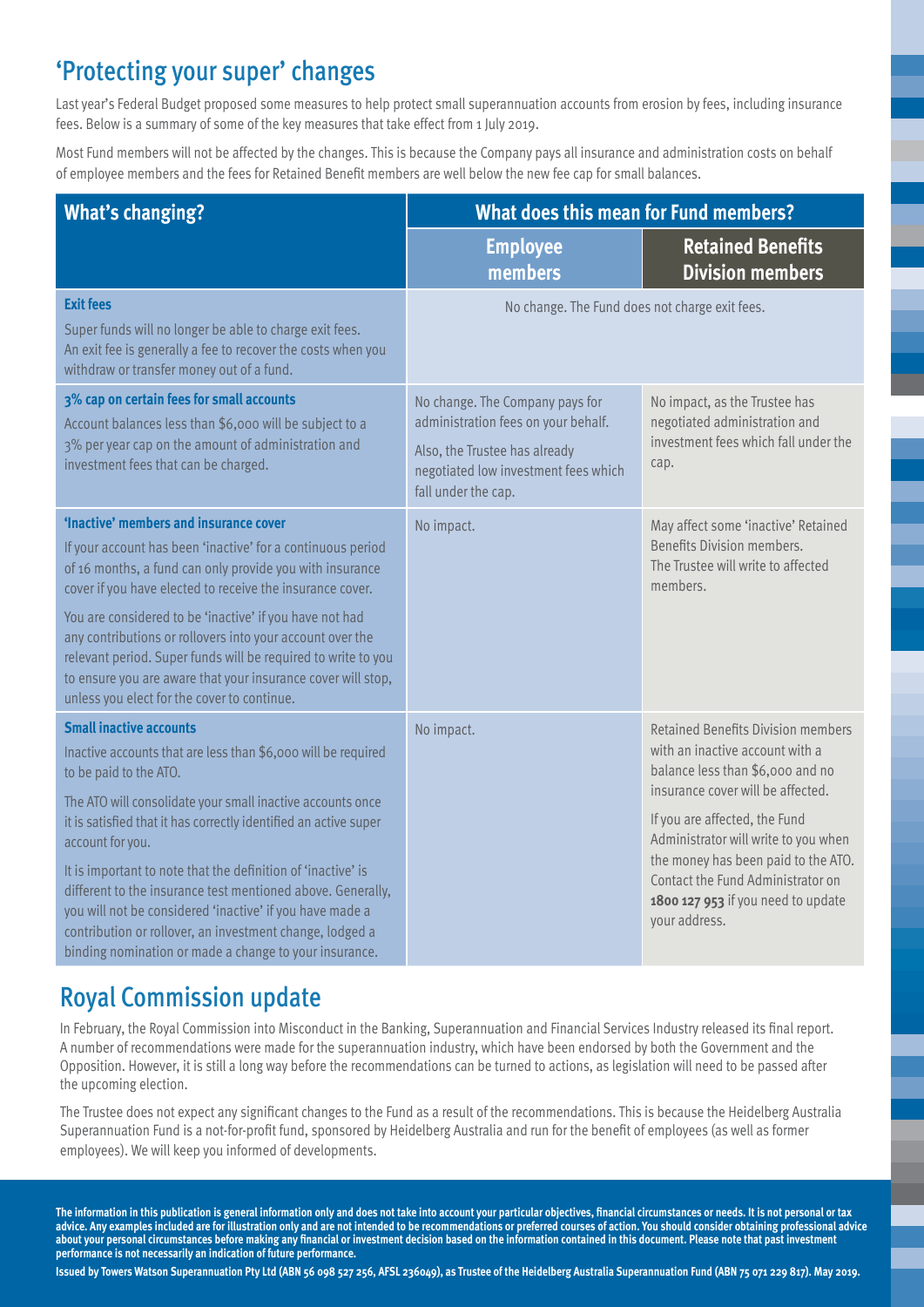## 'Protecting your super' changes

Last year's Federal Budget proposed some measures to help protect small superannuation accounts from erosion by fees, including insurance fees. Below is a summary of some of the key measures that take effect from 1 July 2019.

Most Fund members will not be affected by the changes. This is because the Company pays all insurance and administration costs on behalf of employee members and the fees for Retained Benefit members are well below the new fee cap for small balances.

| What's changing? | What does this mean for Fund members? | |
|---|---|---|
| | **Employee members** | **Retained Benefits Division members** |
| **Exit fees**<br>Super funds will no longer be able to charge exit fees. An exit fee is generally a fee to recover the costs when you withdraw or transfer money out of a fund. | No change. The Fund does not charge exit fees. | |
| **3% cap on certain fees for small accounts**<br>Account balances less than $6,000 will be subject to a 3% per year cap on the amount of administration and investment fees that can be charged. | No change. The Company pays for administration fees on your behalf.<br>Also, the Trustee has already negotiated low investment fees which fall under the cap. | No impact, as the Trustee has negotiated administration and investment fees which fall under the cap. |
| **'Inactive' members and insurance cover**<br>If your account has been 'inactive' for a continuous period of 16 months, a fund can only provide you with insurance cover if you have elected to receive the insurance cover.<br>You are considered to be 'inactive' if you have not had any contributions or rollovers into your account over the relevant period. Super funds will be required to write to you to ensure you are aware that your insurance cover will stop, unless you elect for the cover to continue. | No impact. | May affect some 'inactive' Retained Benefits Division members. The Trustee will write to affected members. |
| **Small inactive accounts**<br>Inactive accounts that are less than $6,000 will be required to be paid to the ATO.<br>The ATO will consolidate your small inactive accounts once it is satisfied that it has correctly identified an active super account for you.<br>It is important to note that the definition of 'inactive' is different to the insurance test mentioned above. Generally, you will not be considered 'inactive' if you have made a contribution or rollover, an investment change, lodged a binding nomination or made a change to your insurance. | No impact. | Retained Benefits Division members with an inactive account with a balance less than $6,000 and no insurance cover will be affected.<br>If you are affected, the Fund Administrator will write to you when the money has been paid to the ATO. Contact the Fund Administrator on **1800 127 953** if you need to update your address. |

## Royal Commission update

In February, the Royal Commission into Misconduct in the Banking, Superannuation and Financial Services Industry released its final report. A number of recommendations were made for the superannuation industry, which have been endorsed by both the Government and the Opposition. However, it is still a long way before the recommendations can be turned to actions, as legislation will need to be passed after the upcoming election.

The Trustee does not expect any significant changes to the Fund as a result of the recommendations. This is because the Heidelberg Australia Superannuation Fund is a not-for-profit fund, sponsored by Heidelberg Australia and run for the benefit of employees (as well as former employees). We will keep you informed of developments.

**The information in this publication is general information only and does not take into account your particular objectives, financial circumstances or needs. It is not personal or tax advice. Any examples included are for illustration only and are not intended to be recommendations or preferred courses of action. You should consider obtaining professional advice about your personal circumstances before making any financial or investment decision based on the information contained in this document. Please note that past investment performance is not necessarily an indication of future performance.**

**Issued by Towers Watson Superannuation Pty Ltd (ABN 56 098 527 256, AFSL 236049), as Trustee of the Heidelberg Australia Superannuation Fund (ABN 75 071 229 817). May 2019.**